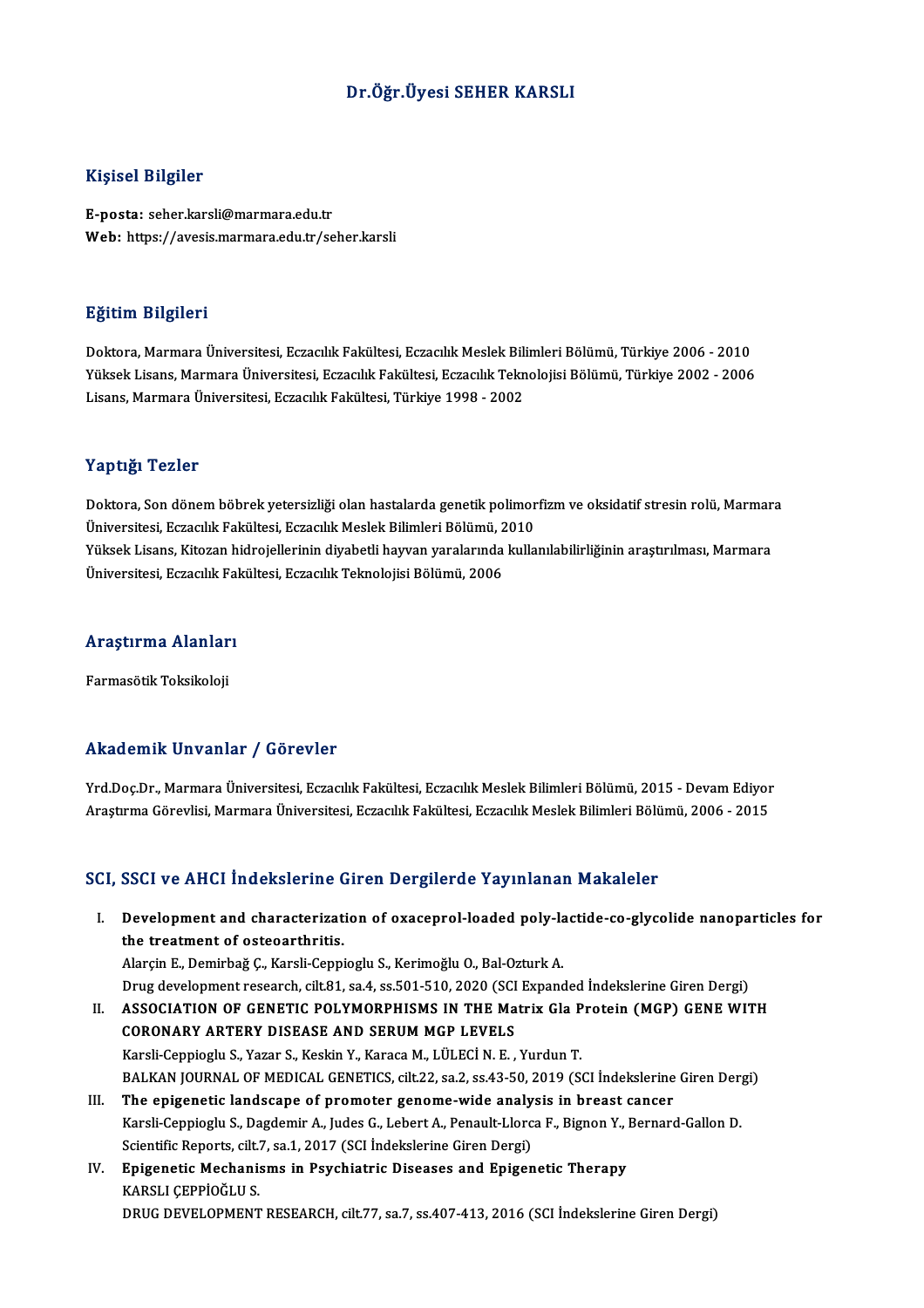# Dr.Öğr.Üyesi SEHER KARSLI

## Kişisel Bilgiler

**E-posta:** seher.karsli@marmara.edu.tr
**Web:** https://avesis.marmara.edu.tr/seher.karsli

## Eğitim Bilgileri

Doktora, Marmara Üniversitesi, Eczacılık Fakültesi, Eczacılık Meslek Bilimleri Bölümü, Türkiye 2006 - 2010
Yüksek Lisans, Marmara Üniversitesi, Eczacılık Fakültesi, Eczacılık Teknolojisi Bölümü, Türkiye 2002 - 2006
Lisans, Marmara Üniversitesi, Eczacılık Fakültesi, Türkiye 1998 - 2002

## Yaptığı Tezler

Doktora, Son dönem böbrek yetersizliği olan hastalarda genetik polimorfizm ve oksidatif stresin rolü, Marmara Üniversitesi, Eczacılık Fakültesi, Eczacılık Meslek Bilimleri Bölümü, 2010
Yüksek Lisans, Kitozan hidrojellerinin diyabetli hayvan yaralarında kullanılabilirliğinin araştırılması, Marmara Üniversitesi, Eczacılık Fakültesi, Eczacılık Teknolojisi Bölümü, 2006

## Araştırma Alanları

Farmasötik Toksikoloji

## Akademik Unvanlar / Görevler

Yrd.Doç.Dr., Marmara Üniversitesi, Eczacılık Fakültesi, Eczacılık Meslek Bilimleri Bölümü, 2015 - Devam Ediyor
Araştırma Görevlisi, Marmara Üniversitesi, Eczacılık Fakültesi, Eczacılık Meslek Bilimleri Bölümü, 2006 - 2015

## SCI, SSCI ve AHCI İndekslerine Giren Dergilerde Yayınlanan Makaleler

I. **Development and characterization of oxaceprol-loaded poly-lactide-co-glycolide nanoparticles for the treatment of osteoarthritis.**
   Alarçin E., Demirbağ Ç., Karsli-Ceppioglu S., Kerimoğlu O., Bal-Ozturk A.
   Drug development research, cilt.81, sa.4, ss.501-510, 2020 (SCI Expanded İndekslerine Giren Dergi)
II. **ASSOCIATION OF GENETIC POLYMORPHISMS IN THE Matrix Gla Protein (MGP) GENE WITH CORONARY ARTERY DISEASE AND SERUM MGP LEVELS**
   Karsli-Ceppioglu S., Yazar S., Keskin Y., Karaca M., LÜLECİ N. E. , Yurdun T.
   BALKAN JOURNAL OF MEDICAL GENETICS, cilt.22, sa.2, ss.43-50, 2019 (SCI İndekslerine Giren Dergi)
III. **The epigenetic landscape of promoter genome-wide analysis in breast cancer**
   Karsli-Ceppioglu S., Dagdemir A., Judes G., Lebert A., Penault-Llorca F., Bignon Y., Bernard-Gallon D.
   Scientific Reports, cilt.7, sa.1, 2017 (SCI İndekslerine Giren Dergi)
IV. **Epigenetic Mechanisms in Psychiatric Diseases and Epigenetic Therapy**
   KARSLI ÇEPPİOĞLU S.
   DRUG DEVELOPMENT RESEARCH, cilt.77, sa.7, ss.407-413, 2016 (SCI İndekslerine Giren Dergi)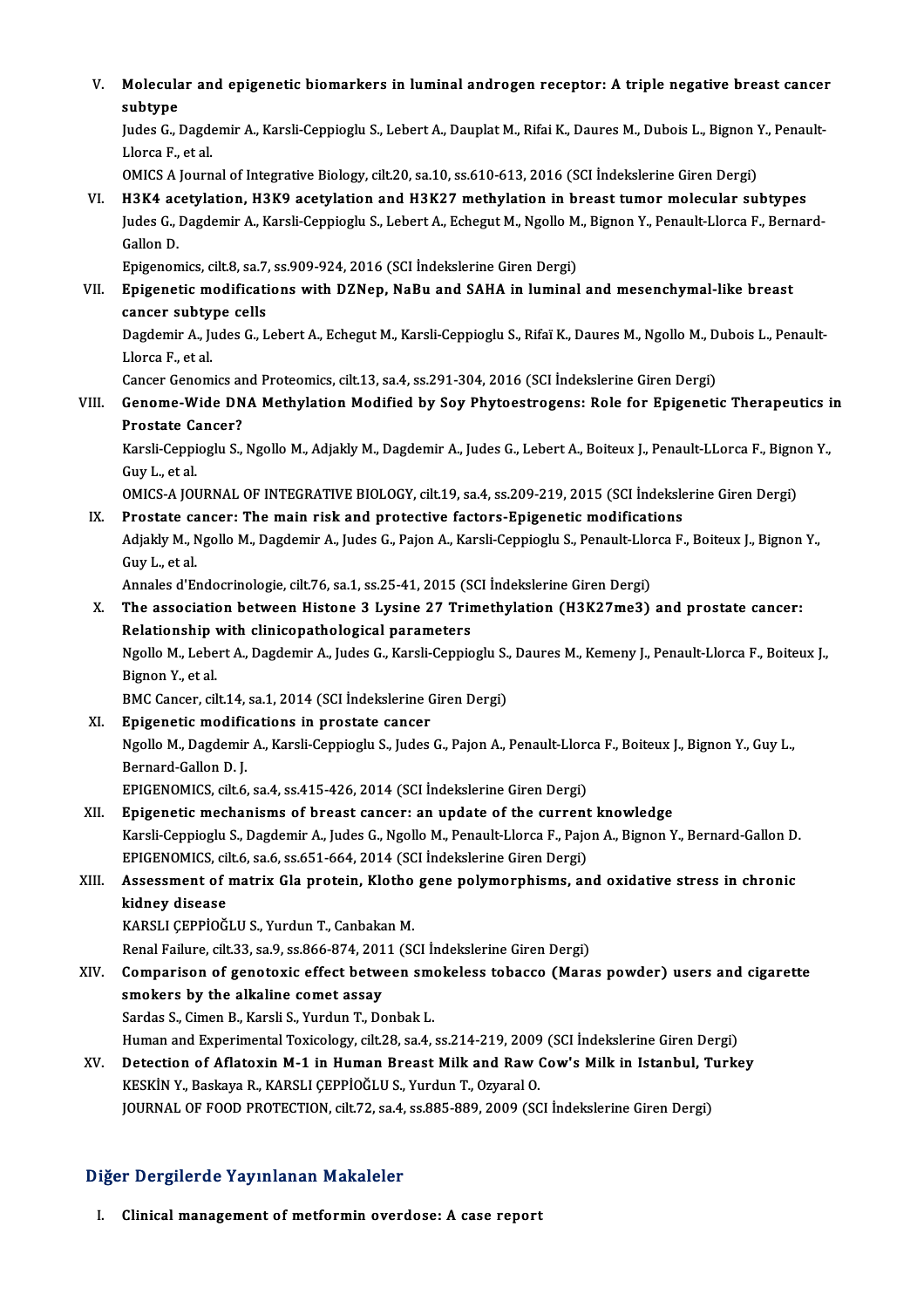V. **Molecular and epigenetic biomarkers in luminal androgen receptor: A triple negative breast cancer subtype**
Judes G., Dagdemir A., Karsli-Ceppioglu S., Lebert A., Dauplat M., Rifai K., Daures M., Dubois L., Bignon Y., Penault-Llorca F., et al.
OMICS A Journal of Integrative Biology, cilt.20, sa.10, ss.610-613, 2016 (SCI İndekslerine Giren Dergi)

VI. **H3K4 acetylation, H3K9 acetylation and H3K27 methylation in breast tumor molecular subtypes**
Judes G., Dagdemir A., Karsli-Ceppioglu S., Lebert A., Echegut M., Ngollo M., Bignon Y., Penault-Llorca F., Bernard-Gallon D.
Epigenomics, cilt.8, sa.7, ss.909-924, 2016 (SCI İndekslerine Giren Dergi)

VII. **Epigenetic modifications with DZNep, NaBu and SAHA in luminal and mesenchymal-like breast cancer subtype cells**
Dagdemir A., Judes G., Lebert A., Echegut M., Karsli-Ceppioglu S., Rifaï K., Daures M., Ngollo M., Dubois L., Penault-Llorca F., et al.
Cancer Genomics and Proteomics, cilt.13, sa.4, ss.291-304, 2016 (SCI İndekslerine Giren Dergi)

VIII. **Genome-Wide DNA Methylation Modified by Soy Phytoestrogens: Role for Epigenetic Therapeutics in Prostate Cancer?**
Karsli-Ceppioglu S., Ngollo M., Adjakly M., Dagdemir A., Judes G., Lebert A., Boiteux J., Penault-LLorca F., Bignon Y., Guy L., et al.
OMICS-A JOURNAL OF INTEGRATIVE BIOLOGY, cilt.19, sa.4, ss.209-219, 2015 (SCI İndekslerine Giren Dergi)

IX. **Prostate cancer: The main risk and protective factors-Epigenetic modifications**
Adjakly M., Ngollo M., Dagdemir A., Judes G., Pajon A., Karsli-Ceppioglu S., Penault-Llorca F., Boiteux J., Bignon Y., Guy L., et al.
Annales d'Endocrinologie, cilt.76, sa.1, ss.25-41, 2015 (SCI İndekslerine Giren Dergi)

X. **The association between Histone 3 Lysine 27 Trimethylation (H3K27me3) and prostate cancer: Relationship with clinicopathological parameters**
Ngollo M., Lebert A., Dagdemir A., Judes G., Karsli-Ceppioglu S., Daures M., Kemeny J., Penault-Llorca F., Boiteux J., Bignon Y., et al.
BMC Cancer, cilt.14, sa.1, 2014 (SCI İndekslerine Giren Dergi)

XI. **Epigenetic modifications in prostate cancer**
Ngollo M., Dagdemir A., Karsli-Ceppioglu S., Judes G., Pajon A., Penault-Llorca F., Boiteux J., Bignon Y., Guy L., Bernard-Gallon D. J.
EPIGENOMICS, cilt.6, sa.4, ss.415-426, 2014 (SCI İndekslerine Giren Dergi)

XII. **Epigenetic mechanisms of breast cancer: an update of the current knowledge**
Karsli-Ceppioglu S., Dagdemir A., Judes G., Ngollo M., Penault-Llorca F., Pajon A., Bignon Y., Bernard-Gallon D.
EPIGENOMICS, cilt.6, sa.6, ss.651-664, 2014 (SCI İndekslerine Giren Dergi)

XIII. **Assessment of matrix Gla protein, Klotho gene polymorphisms, and oxidative stress in chronic kidney disease**
KARSLI ÇEPPİOĞLU S., Yurdun T., Canbakan M.
Renal Failure, cilt.33, sa.9, ss.866-874, 2011 (SCI İndekslerine Giren Dergi)

XIV. **Comparison of genotoxic effect between smokeless tobacco (Maras powder) users and cigarette smokers by the alkaline comet assay**
Sardas S., Cimen B., Karsli S., Yurdun T., Donbak L.
Human and Experimental Toxicology, cilt.28, sa.4, ss.214-219, 2009 (SCI İndekslerine Giren Dergi)

XV. **Detection of Aflatoxin M-1 in Human Breast Milk and Raw Cow's Milk in Istanbul, Turkey**
KESKİN Y., Baskaya R., KARSLI ÇEPPİOĞLU S., Yurdun T., Ozyaral O.
JOURNAL OF FOOD PROTECTION, cilt.72, sa.4, ss.885-889, 2009 (SCI İndekslerine Giren Dergi)

## Diğer Dergilerde Yayınlanan Makaleler

I. **Clinical management of metformin overdose: A case report**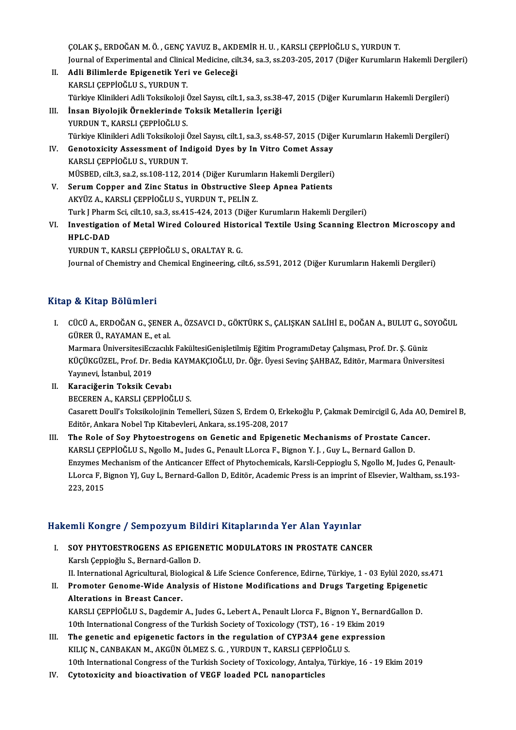ÇOLAK Ş., ERDOĞAN M. Ö. , GENÇ YAVUZ B., AKDEMİR H. U. , KARSLI ÇEPPİOĞLU S., YURDUN T.
Journal of Experimental and Clinical Medicine, cilt.34, sa.3, ss.203-205, 2017 (Diğer Kurumların Hakemli Dergileri)

II. **Adli Bilimlerde Epigenetik Yeri ve Geleceği**
KARSLI ÇEPPİOĞLU S., YURDUN T.
Türkiye Klinikleri Adli Toksikoloji Özel Sayısı, cilt.1, sa.3, ss.38-47, 2015 (Diğer Kurumların Hakemli Dergileri)

III. **İnsan Biyolojik Örneklerinde Toksik Metallerin İçeriği**
YURDUN T., KARSLI ÇEPPİOĞLU S.
Türkiye Klinikleri Adli Toksikoloji Özel Sayısı, cilt.1, sa.3, ss.48-57, 2015 (Diğer Kurumların Hakemli Dergileri)

IV. **Genotoxicity Assessment of Indigoid Dyes by In Vitro Comet Assay**
KARSLI ÇEPPİOĞLU S., YURDUN T.
MÜSBED, cilt.3, sa.2, ss.108-112, 2014 (Diğer Kurumların Hakemli Dergileri)

V. **Serum Copper and Zinc Status in Obstructive Sleep Apnea Patients**
AKYÜZ A., KARSLI ÇEPPİOĞLU S., YURDUN T., PELİN Z.
Turk J Pharm Sci, cilt.10, sa.3, ss.415-424, 2013 (Diğer Kurumların Hakemli Dergileri)

VI. **Investigation of Metal Wired Coloured Historical Textile Using Scanning Electron Microscopy and HPLC-DAD**
YURDUN T., KARSLI ÇEPPİOĞLU S., ORALTAY R. G.
Journal of Chemistry and Chemical Engineering, cilt.6, ss.591, 2012 (Diğer Kurumların Hakemli Dergileri)

## Kitap & Kitap Bölümleri

I. CÜCÜ A., ERDOĞAN G., ŞENER A., ÖZSAVCI D., GÖKTÜRK S., ÇALIŞKAN SALİHİ E., DOĞAN A., BULUT G., SOYOĞUL GÜRER Ü., RAYAMAN E., et al.
Marmara ÜniversitesiEczacılık FakültesiGenişletilmiş Eğitim ProgramıDetay Çalışması, Prof. Dr. Ş. Güniz KÜÇÜKGÜZEL, Prof. Dr. Bedia KAYMAKÇIOĞLU, Dr. Öğr. Üyesi Sevinç ŞAHBAZ, Editör, Marmara Üniversitesi Yayınevi, İstanbul, 2019

II. **Karaciğerin Toksik Cevabı**
BECEREN A., KARSLI ÇEPPİOĞLU S.
Casarett Doull's Toksikolojinin Temelleri, Süzen S, Erdem O, Erkekoğlu P, Çakmak Demircigil G, Ada AO, Demirel B, Editör, Ankara Nobel Tıp Kitabevleri, Ankara, ss.195-208, 2017

III. **The Role of Soy Phytoestrogens on Genetic and Epigenetic Mechanisms of Prostate Cancer.**
KARSLI ÇEPPİOĞLU S., Ngollo M., Judes G., Penault LLorca F., Bignon Y. J. , Guy L., Bernard Gallon D.
Enzymes Mechanism of the Anticancer Effect of Phytochemicals, Karsli-Ceppioglu S, Ngollo M, Judes G, Penault-LLorca F, Bignon YJ, Guy L, Bernard-Gallon D, Editör, Academic Press is an imprint of Elsevier, Waltham, ss.193-223, 2015

## Hakemli Kongre / Sempozyum Bildiri Kitaplarında Yer Alan Yayınlar

I. **SOY PHYTOESTROGENS AS EPIGENETIC MODULATORS IN PROSTATE CANCER**
Karslı Çeppioğlu S., Bernard-Gallon D.
II. International Agricultural, Biological & Life Science Conference, Edirne, Türkiye, 1 - 03 Eylül 2020, ss.471

II. **Promoter Genome-Wide Analysis of Histone Modifications and Drugs Targeting Epigenetic Alterations in Breast Cancer.**
KARSLI ÇEPPİOĞLU S., Dagdemir A., Judes G., Lebert A., Penault Llorca F., Bignon Y., BernardGallon D.
10th International Congress of the Turkish Society of Toxicology (TST), 16 - 19 Ekim 2019

III. **The genetic and epigenetic factors in the regulation of CYP3A4 gene expression**
KILIÇ N., CANBAKAN M., AKGÜN ÖLMEZ S. G. , YURDUN T., KARSLI ÇEPPİOĞLU S.
10th International Congress of the Turkish Society of Toxicology, Antalya, Türkiye, 16 - 19 Ekim 2019

IV. **Cytotoxicity and bioactivation of VEGF loaded PCL nanoparticles**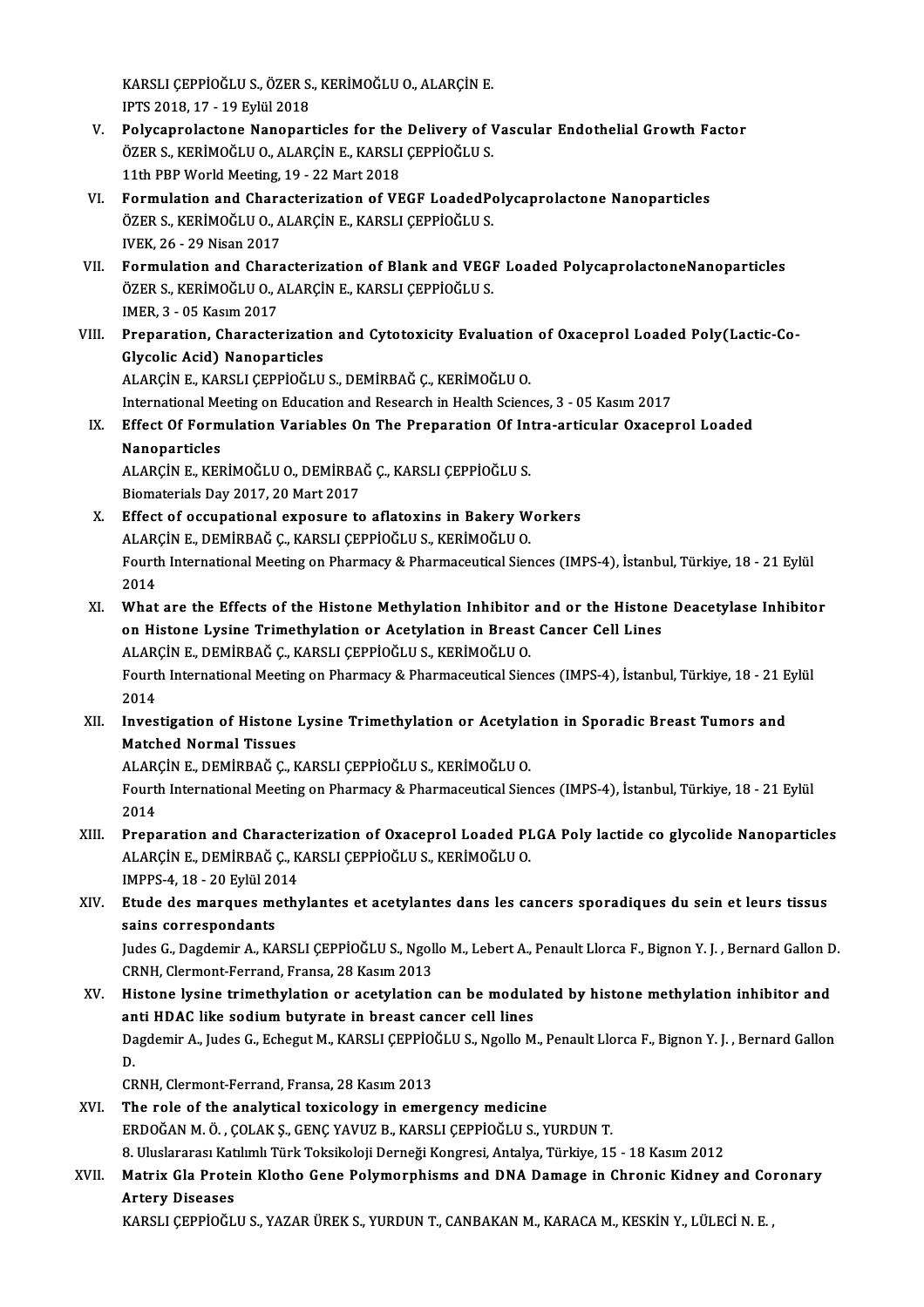KARSLI ÇEPPİOĞLU S., ÖZER S., KERİMOĞLU O., ALARÇİN E.
IPTS 2018, 17 - 19 Eylül 2018

V. **Polycaprolactone Nanoparticles for the Delivery of Vascular Endothelial Growth Factor**
ÖZER S., KERİMOĞLU O., ALARÇİN E., KARSLI ÇEPPİOĞLU S.
11th PBP World Meeting, 19 - 22 Mart 2018

VI. **Formulation and Characterization of VEGF LoadedPolycaprolactone Nanoparticles**
ÖZER S., KERİMOĞLU O., ALARÇİN E., KARSLI ÇEPPİOĞLU S.
IVEK, 26 - 29 Nisan 2017

VII. **Formulation and Characterization of Blank and VEGF Loaded PolycaprolactoneNanoparticles**
ÖZER S., KERİMOĞLU O., ALARÇİN E., KARSLI ÇEPPİOĞLU S.
IMER, 3 - 05 Kasım 2017

VIII. **Preparation, Characterization and Cytotoxicity Evaluation of Oxaceprol Loaded Poly(Lactic-Co-Glycolic Acid) Nanoparticles**
ALARÇİN E., KARSLI ÇEPPİOĞLU S., DEMİRBAĞ Ç., KERİMOĞLU O.
International Meeting on Education and Research in Health Sciences, 3 - 05 Kasım 2017

IX. **Effect Of Formulation Variables On The Preparation Of Intra-articular Oxaceprol Loaded Nanoparticles**
ALARÇİN E., KERİMOĞLU O., DEMİRBAĞ Ç., KARSLI ÇEPPİOĞLU S.
Biomaterials Day 2017, 20 Mart 2017

X. **Effect of occupational exposure to aflatoxins in Bakery Workers**
ALARÇİN E., DEMİRBAĞ Ç., KARSLI ÇEPPİOĞLU S., KERİMOĞLU O.
Fourth International Meeting on Pharmacy & Pharmaceutical Siences (IMPS-4), İstanbul, Türkiye, 18 - 21 Eylül 2014

XI. **What are the Effects of the Histone Methylation Inhibitor and or the Histone Deacetylase Inhibitor on Histone Lysine Trimethylation or Acetylation in Breast Cancer Cell Lines**
ALARÇİN E., DEMİRBAĞ Ç., KARSLI ÇEPPİOĞLU S., KERİMOĞLU O.
Fourth International Meeting on Pharmacy & Pharmaceutical Siences (IMPS-4), İstanbul, Türkiye, 18 - 21 Eylül 2014

XII. **Investigation of Histone Lysine Trimethylation or Acetylation in Sporadic Breast Tumors and Matched Normal Tissues**
ALARÇİN E., DEMİRBAĞ Ç., KARSLI ÇEPPİOĞLU S., KERİMOĞLU O.
Fourth International Meeting on Pharmacy & Pharmaceutical Siences (IMPS-4), İstanbul, Türkiye, 18 - 21 Eylül 2014

XIII. **Preparation and Characterization of Oxaceprol Loaded PLGA Poly lactide co glycolide Nanoparticles**
ALARÇİN E., DEMİRBAĞ Ç., KARSLI ÇEPPİOĞLU S., KERİMOĞLU O.
IMPPS-4, 18 - 20 Eylül 2014

XIV. **Etude des marques methylantes et acetylantes dans les cancers sporadiques du sein et leurs tissus sains correspondants**
Judes G., Dagdemir A., KARSLI ÇEPPİOĞLU S., Ngollo M., Lebert A., Penault Llorca F., Bignon Y. J. , Bernard Gallon D.
CRNH, Clermont-Ferrand, Fransa, 28 Kasım 2013

XV. **Histone lysine trimethylation or acetylation can be modulated by histone methylation inhibitor and anti HDAC like sodium butyrate in breast cancer cell lines**
Dagdemir A., Judes G., Echegut M., KARSLI ÇEPPİOĞLU S., Ngollo M., Penault Llorca F., Bignon Y. J. , Bernard Gallon D.
CRNH, Clermont-Ferrand, Fransa, 28 Kasım 2013

XVI. **The role of the analytical toxicology in emergency medicine**
ERDOĞAN M. Ö. , ÇOLAK Ş., GENÇ YAVUZ B., KARSLI ÇEPPİOĞLU S., YURDUN T.
8. Uluslararası Katılımlı Türk Toksikoloji Derneği Kongresi, Antalya, Türkiye, 15 - 18 Kasım 2012

XVII. **Matrix Gla Protein Klotho Gene Polymorphisms and DNA Damage in Chronic Kidney and Coronary Artery Diseases**
KARSLI ÇEPPİOĞLU S., YAZAR ÜREK S., YURDUN T., CANBAKAN M., KARACA M., KESKİN Y., LÜLECİ N. E. ,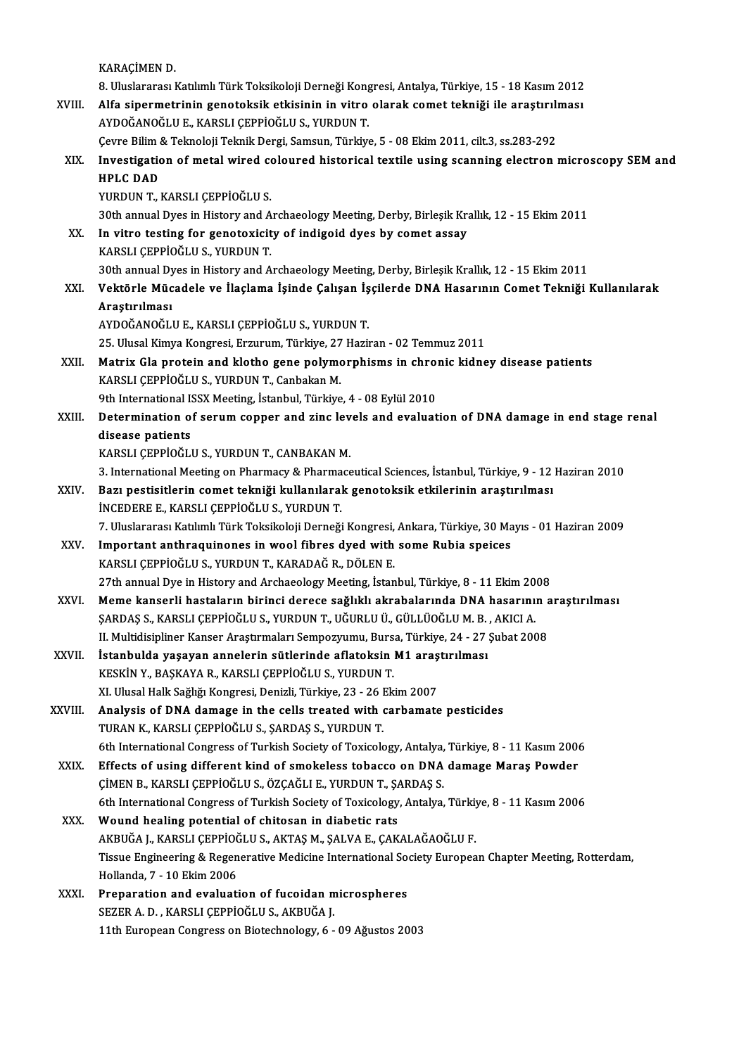KARAÇİMEN D.

8. Uluslararası Katılımlı Türk Toksikoloji Derneği Kongresi, Antalya, Türkiye, 15 - 18 Kasım 2012

XVIII. **Alfa sipermetrinin genotoksik etkisinin in vitro olarak comet tekniği ile araştırılması**
AYDOĞANOĞLU E., KARSLI ÇEPPİOĞLU S., YURDUN T.
Çevre Bilim & Teknoloji Teknik Dergi, Samsun, Türkiye, 5 - 08 Ekim 2011, cilt.3, ss.283-292

XIX. **Investigation of metal wired coloured historical textile using scanning electron microscopy SEM and HPLC DAD**
YURDUN T., KARSLI ÇEPPİOĞLU S.
30th annual Dyes in History and Archaeology Meeting, Derby, Birleşik Krallık, 12 - 15 Ekim 2011

XX. **In vitro testing for genotoxicity of indigoid dyes by comet assay**
KARSLI ÇEPPİOĞLU S., YURDUN T.
30th annual Dyes in History and Archaeology Meeting, Derby, Birleşik Krallık, 12 - 15 Ekim 2011

XXI. **Vektörle Mücadele ve İlaçlama İşinde Çalışan İşçilerde DNA Hasarının Comet Tekniği Kullanılarak Araştırılması**
AYDOĞANOĞLU E., KARSLI ÇEPPİOĞLU S., YURDUN T.
25. Ulusal Kimya Kongresi, Erzurum, Türkiye, 27 Haziran - 02 Temmuz 2011

XXII. **Matrix Gla protein and klotho gene polymorphisms in chronic kidney disease patients**
KARSLI ÇEPPİOĞLU S., YURDUN T., Canbakan M.
9th International ISSX Meeting, İstanbul, Türkiye, 4 - 08 Eylül 2010

XXIII. **Determination of serum copper and zinc levels and evaluation of DNA damage in end stage renal disease patients**
KARSLI ÇEPPİOĞLU S., YURDUN T., CANBAKAN M.
3. International Meeting on Pharmacy & Pharmaceutical Sciences, İstanbul, Türkiye, 9 - 12 Haziran 2010

XXIV. **Bazı pestisitlerin comet tekniği kullanılarak genotoksik etkilerinin araştırılması**
İNCEDERE E., KARSLI ÇEPPİOĞLU S., YURDUN T.
7. Uluslararası Katılımlı Türk Toksikoloji Derneği Kongresi, Ankara, Türkiye, 30 Mayıs - 01 Haziran 2009

XXV. **Important anthraquinones in wool fibres dyed with some Rubia speices**
KARSLI ÇEPPİOĞLU S., YURDUN T., KARADAĞ R., DÖLEN E.
27th annual Dye in History and Archaeology Meeting, İstanbul, Türkiye, 8 - 11 Ekim 2008

XXVI. **Meme kanserli hastaların birinci derece sağlıklı akrabalarında DNA hasarının araştırılması**
ŞARDAŞ S., KARSLI ÇEPPİOĞLU S., YURDUN T., UĞURLU Ü., GÜLLÜOĞLU M. B. , AKICI A.
II. Multidisipliner Kanser Araştırmaları Sempozyumu, Bursa, Türkiye, 24 - 27 Şubat 2008

XXVII. **İstanbulda yaşayan annelerin sütlerinde aflatoksin M1 araştırılması**
KESKİN Y., BAŞKAYA R., KARSLI ÇEPPİOĞLU S., YURDUN T.
XI. Ulusal Halk Sağlığı Kongresi, Denizli, Türkiye, 23 - 26 Ekim 2007

XXVIII. **Analysis of DNA damage in the cells treated with carbamate pesticides**
TURAN K., KARSLI ÇEPPİOĞLU S., ŞARDAŞ S., YURDUN T.
6th International Congress of Turkish Society of Toxicology, Antalya, Türkiye, 8 - 11 Kasım 2006

XXIX. **Effects of using different kind of smokeless tobacco on DNA damage Maraş Powder**
ÇİMEN B., KARSLI ÇEPPİOĞLU S., ÖZÇAĞLI E., YURDUN T., ŞARDAŞ S.
6th International Congress of Turkish Society of Toxicology, Antalya, Türkiye, 8 - 11 Kasım 2006

XXX. **Wound healing potential of chitosan in diabetic rats**
AKBUĞA J., KARSLI ÇEPPİOĞLU S., AKTAŞ M., ŞALVA E., ÇAKALAĞAOĞLU F.
Tissue Engineering & Regenerative Medicine International Society European Chapter Meeting, Rotterdam, Hollanda, 7 - 10 Ekim 2006

XXXI. **Preparation and evaluation of fucoidan microspheres**
SEZER A. D. , KARSLI ÇEPPİOĞLU S., AKBUĞA J.
11th European Congress on Biotechnology, 6 - 09 Ağustos 2003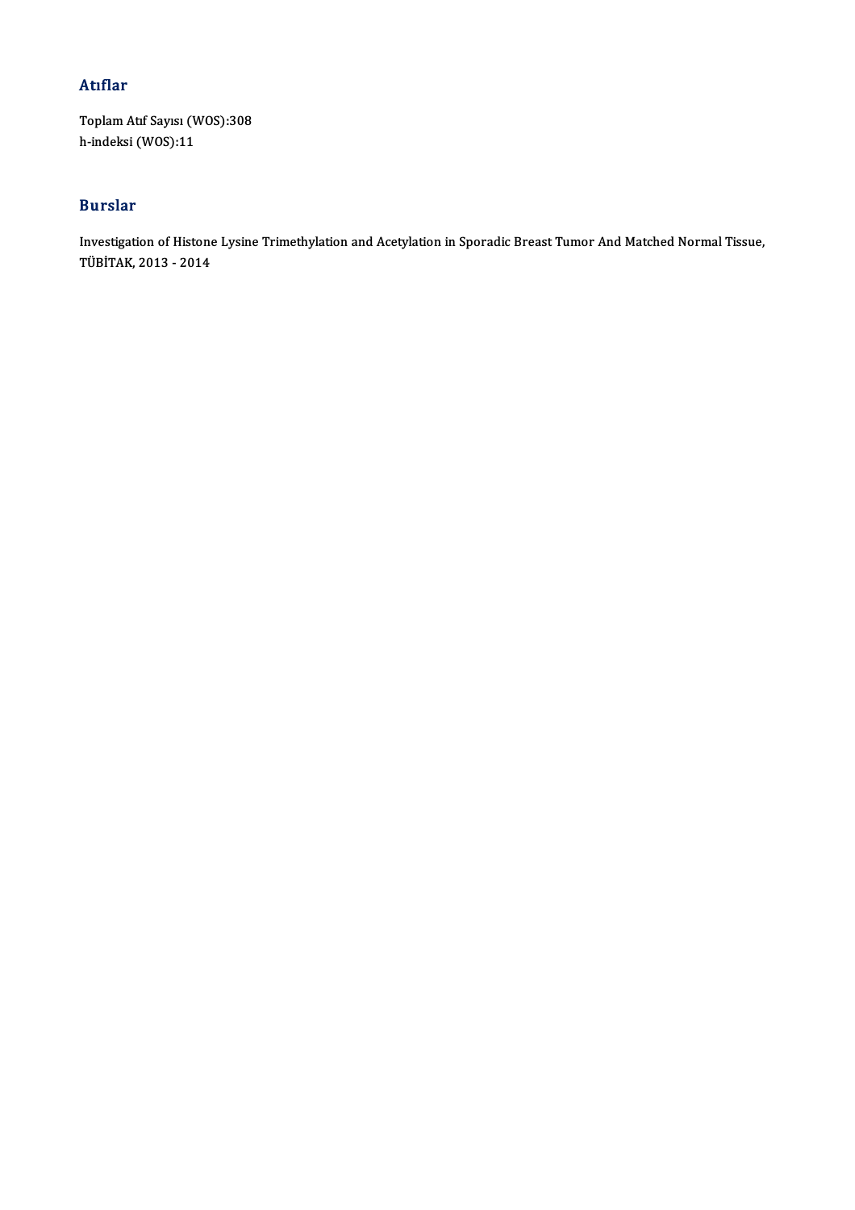## Atıflar

Toplam Atıf Sayısı (WOS):308
h-indeksi (WOS):11

## Burslar

Investigation of Histone Lysine Trimethylation and Acetylation in Sporadic Breast Tumor And Matched Normal Tissue, TÜBİTAK, 2013 - 2014